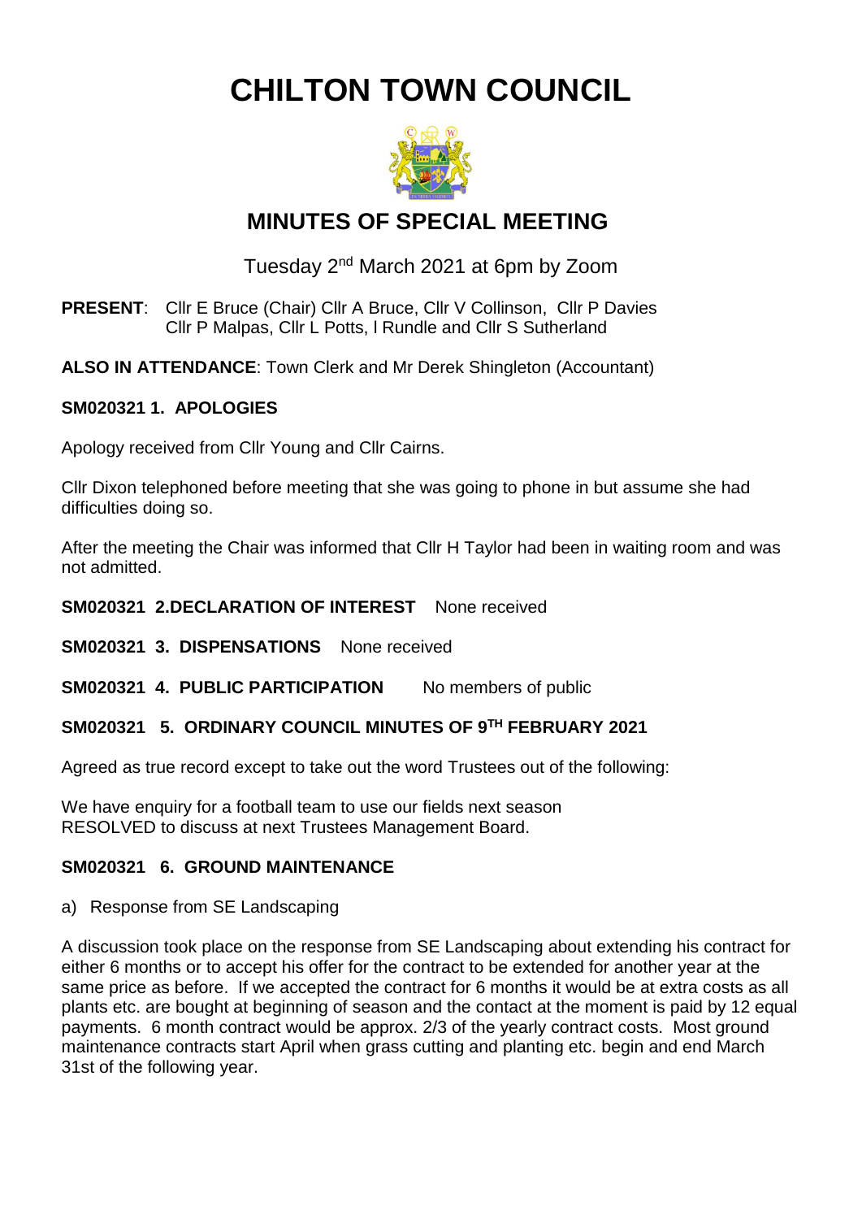# CHILTON TOWN COUNCIL

## MINUTES OF SPECIAL MEETING

Tuesday 2nd March 2021 at 6pm by Zoom

**PRESENT**: Cllr E Bruce (Chair) Cllr A Bruce, Cllr V Collinson, Cllr P Davies Cllr P Malpas, Cllr L Potts, l Rundle and Cllr S Sutherland

**ALSO IN ATTENDANCE**: Town Clerk and Mr Derek Shingleton (Accountant)

**SM020321 1. APOLOGIES**

Apology received from Cllr Young and Cllr Cairns.

Cllr Dixon telephoned before meeting that she was going to phone in but assume she had difficulties doing so.

After the meeting the Chair was informed that Cllr H Taylor had been in waiting room and was not admitted.

**SM020321 2.DECLARATION OF INTEREST** None received

**SM020321 3. DISPENSATIONS** None received

**SM020321 4. PUBLIC PARTICIPATION** No members of public

**SM020321 5. ORDINARY COUNCIL MINUTES OF 9TH FEBRUARY 2021**

Agreed as true record except to take out the word Trustees out of the following:

We have enquiry for a football team to use our fields next season
RESOLVED to discuss at next Trustees Management Board.

**SM020321 6. GROUND MAINTENANCE**

a) Response from SE Landscaping

A discussion took place on the response from SE Landscaping about extending his contract for either 6 months or to accept his offer for the contract to be extended for another year at the same price as before. If we accepted the contract for 6 months it would be at extra costs as all plants etc. are bought at beginning of season and the contact at the moment is paid by 12 equal payments. 6 month contract would be approx. 2/3 of the yearly contract costs. Most ground maintenance contracts start April when grass cutting and planting etc. begin and end March 31st of the following year.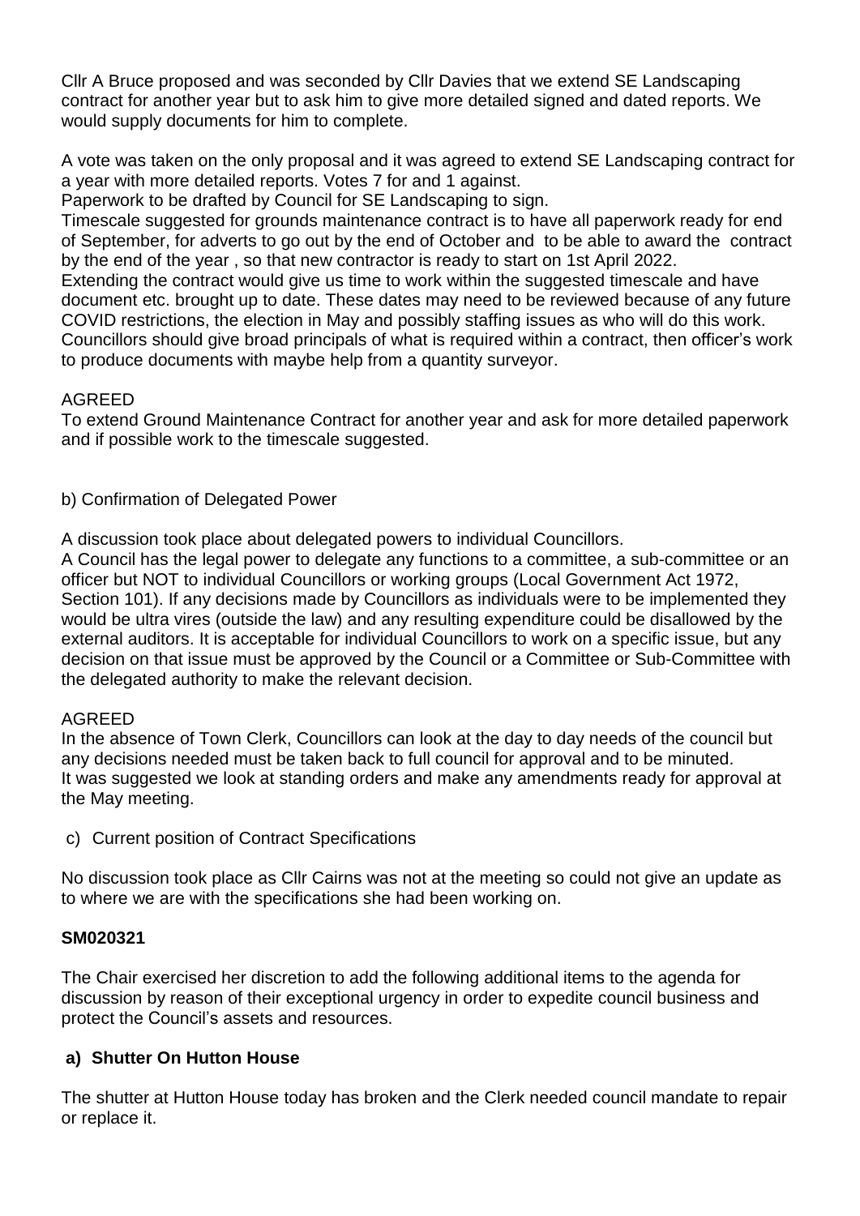Cllr A Bruce proposed and was seconded by Cllr Davies that we extend SE Landscaping contract for another year but to ask him to give more detailed signed and dated reports. We would supply documents for him to complete.

A vote was taken on the only proposal and it was agreed to extend SE Landscaping contract for a year with more detailed reports. Votes 7 for and 1 against.
Paperwork to be drafted by Council for SE Landscaping to sign.
Timescale suggested for grounds maintenance contract is to have all paperwork ready for end of September, for adverts to go out by the end of October and to be able to award the contract by the end of the year , so that new contractor is ready to start on 1st April 2022.
Extending the contract would give us time to work within the suggested timescale and have document etc. brought up to date. These dates may need to be reviewed because of any future COVID restrictions, the election in May and possibly staffing issues as who will do this work.
Councillors should give broad principals of what is required within a contract, then officer's work to produce documents with maybe help from a quantity surveyor.

AGREED
To extend Ground Maintenance Contract for another year and ask for more detailed paperwork and if possible work to the timescale suggested.

b) Confirmation of Delegated Power

A discussion took place about delegated powers to individual Councillors.
A Council has the legal power to delegate any functions to a committee, a sub-committee or an officer but NOT to individual Councillors or working groups (Local Government Act 1972, Section 101). If any decisions made by Councillors as individuals were to be implemented they would be ultra vires (outside the law) and any resulting expenditure could be disallowed by the external auditors. It is acceptable for individual Councillors to work on a specific issue, but any decision on that issue must be approved by the Council or a Committee or Sub-Committee with the delegated authority to make the relevant decision.

AGREED
In the absence of Town Clerk, Councillors can look at the day to day needs of the council but any decisions needed must be taken back to full council for approval and to be minuted.
It was suggested we look at standing orders and make any amendments ready for approval at the May meeting.

c) Current position of Contract Specifications

No discussion took place as Cllr Cairns was not at the meeting so could not give an update as to where we are with the specifications she had been working on.

**SM020321**

The Chair exercised her discretion to add the following additional items to the agenda for discussion by reason of their exceptional urgency in order to expedite council business and protect the Council's assets and resources.

**a) Shutter On Hutton House**

The shutter at Hutton House today has broken and the Clerk needed council mandate to repair or replace it.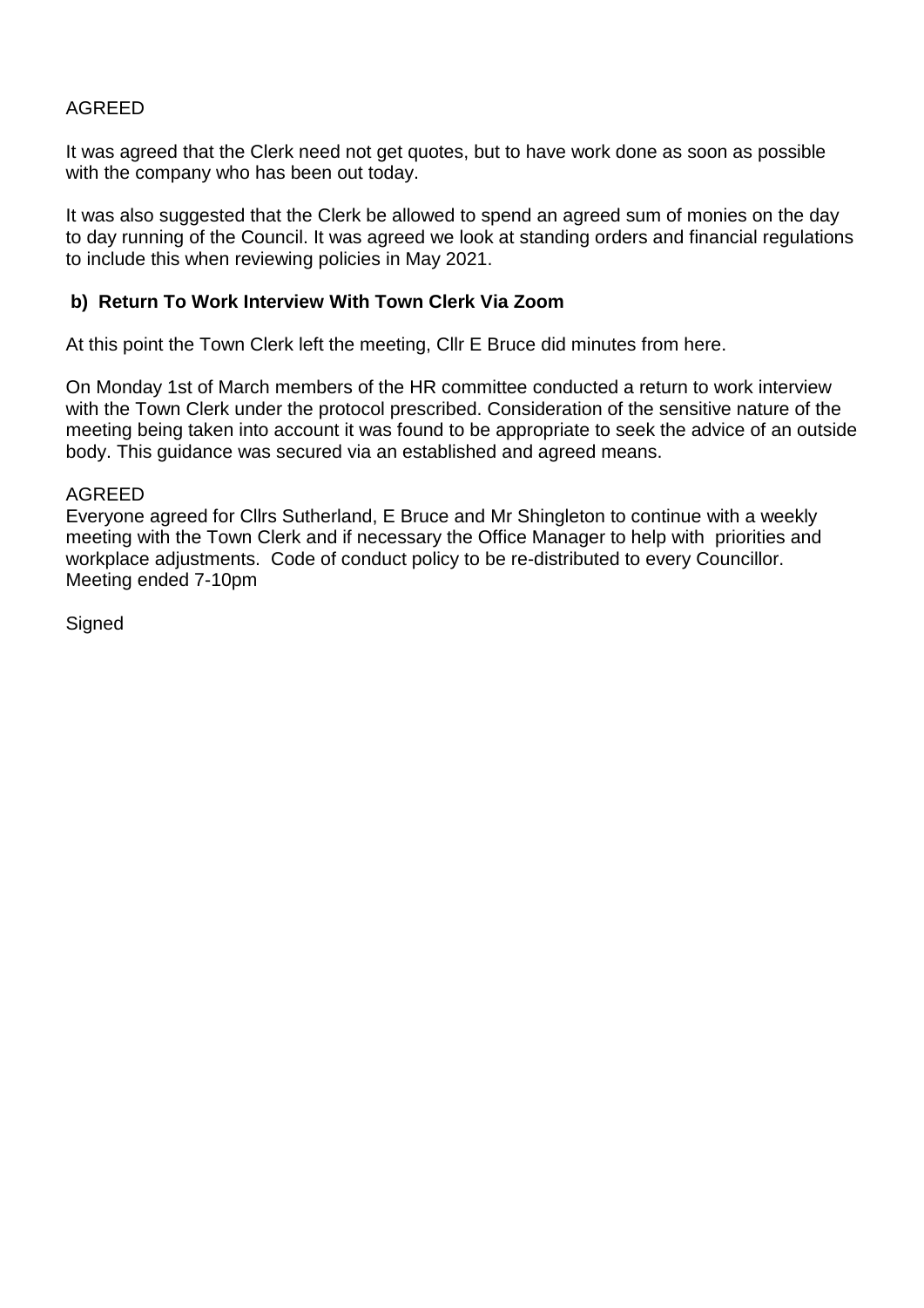AGREED

It was agreed that the Clerk need not get quotes, but to have work done as soon as possible with the company who has been out today.

It was also suggested that the Clerk be allowed to spend an agreed sum of monies on the day to day running of the Council. It was agreed we look at standing orders and financial regulations to include this when reviewing policies in May 2021.

**b) Return To Work Interview With Town Clerk Via Zoom**

At this point the Town Clerk left the meeting, Cllr E Bruce did minutes from here.

On Monday 1st of March members of the HR committee conducted a return to work interview with the Town Clerk under the protocol prescribed. Consideration of the sensitive nature of the meeting being taken into account it was found to be appropriate to seek the advice of an outside body. This guidance was secured via an established and agreed means.

AGREED
Everyone agreed for Cllrs Sutherland, E Bruce and Mr Shingleton to continue with a weekly meeting with the Town Clerk and if necessary the Office Manager to help with priorities and workplace adjustments. Code of conduct policy to be re-distributed to every Councillor.
Meeting ended 7-10pm

Signed